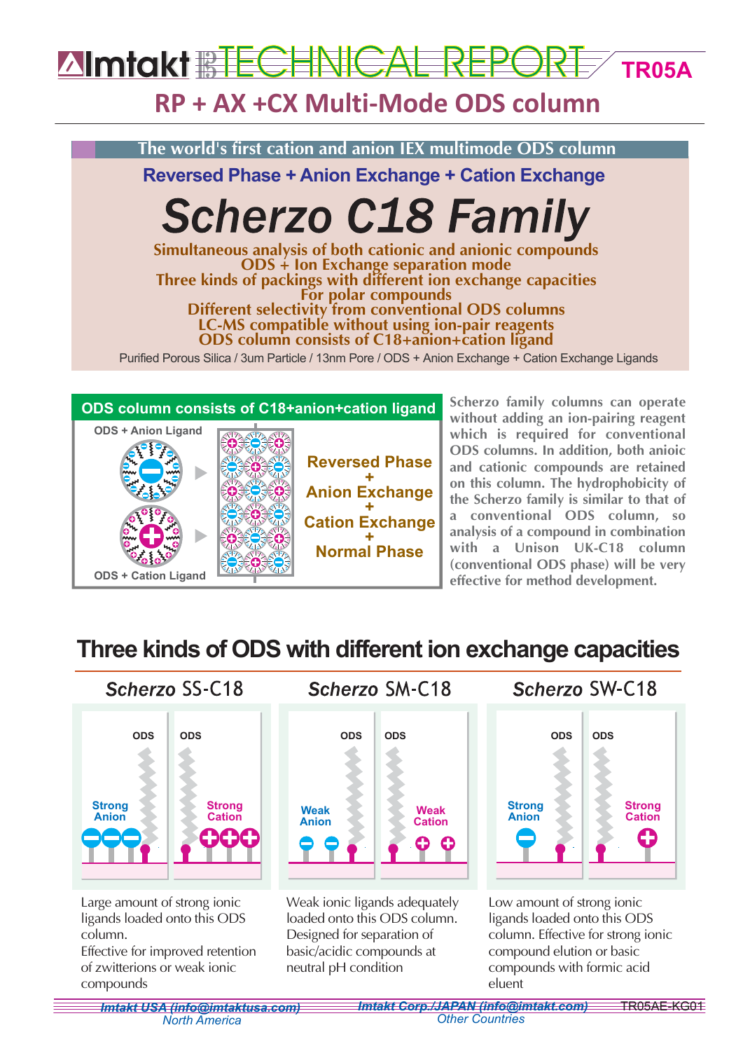# Imtakt TECHNICAL REPORT TR05A

## RP + AX +CX Multi-Mode ODS column

**The world's first cation and anion IEX multimode ODS column**

**Reversed Phase + Anion Exchange + Cation Exchange**

# *Scherzo C18 Family*

**Simultaneous analysis of both cationic and anionic compounds**
**ODS + Ion Exchange separation mode**
**Three kinds of packings with different ion exchange capacities**
**For polar compounds**
**Different selectivity from conventional ODS columns**
**LC-MS compatible without using ion-pair reagents**
**ODS column consists of C18+anion+cation ligand**

Purified Porous Silica / 3um Particle / 13nm Pore / ODS + Anion Exchange + Cation Exchange Ligands

**ODS column consists of C18+anion+cation ligand**

ODS + Anion Ligand

ODS + Cation Ligand

Reversed Phase
+
Anion Exchange
+
Cation Exchange
+
Normal Phase

Scherzo family columns can operate without adding an ion-pairing reagent which is required for conventional ODS columns. In addition, both anioic and cationic compounds are retained on this column. The hydrophobicity of the Scherzo family is similar to that of a conventional ODS column, so analysis of a compound in combination with a Unison UK-C18 column (conventional ODS phase) will be very effective for method development.

## Three kinds of ODS with different ion exchange capacities

### *Scherzo* SS-C18

ODS | ODS

Strong Anion | Strong Cation

Large amount of strong ionic ligands loaded onto this ODS column.
Effective for improved retention of zwitterions or weak ionic compounds

### *Scherzo* SM-C18

ODS | ODS

Weak Anion | Weak Cation

Weak ionic ligands adequately loaded onto this ODS column. Designed for separation of basic/acidic compounds at neutral pH condition

### *Scherzo* SW-C18

ODS | ODS

Strong Anion | Strong Cation

Low amount of strong ionic ligands loaded onto this ODS column. Effective for strong ionic compound elution or basic compounds with formic acid eluent

Imtakt USA (info@imtaktusa.com) North America | Imtakt Corp./JAPAN (info@imtakt.com) Other Countries | TR05AE-KG01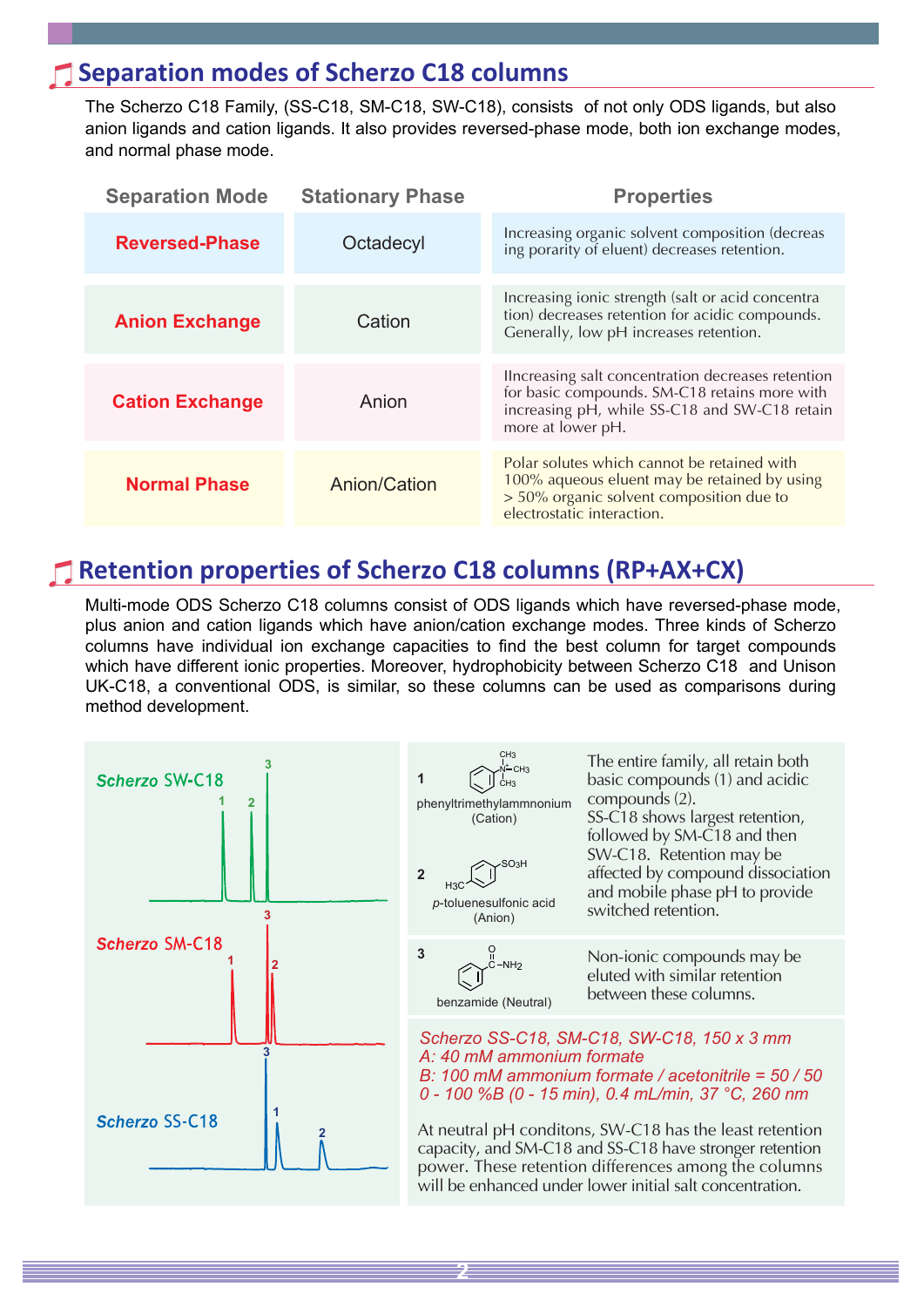## Separation modes of Scherzo C18 columns

The Scherzo C18 Family, (SS-C18, SM-C18, SW-C18), consists of not only ODS ligands, but also anion ligands and cation ligands. It also provides reversed-phase mode, both ion exchange modes, and normal phase mode.

| Separation Mode | Stationary Phase | Properties |
|---|---|---|
| **Reversed-Phase** | Octadecyl | Increasing organic solvent composition (decreasing porarity of eluent) decreases retention. |
| **Anion Exchange** | Cation | Increasing ionic strength (salt or acid concentration) decreases retention for acidic compounds. Generally, low pH increases retention. |
| **Cation Exchange** | Anion | IIncreasing salt concentration decreases retention for basic compounds. SM-C18 retains more with increasing pH, while SS-C18 and SW-C18 retain more at lower pH. |
| **Normal Phase** | Anion/Cation | Polar solutes which cannot be retained with 100% aqueous eluent may be retained by using > 50% organic solvent composition due to electrostatic interaction. |

## Retention properties of Scherzo C18 columns (RP+AX+CX)

Multi-mode ODS Scherzo C18 columns consist of ODS ligands which have reversed-phase mode, plus anion and cation ligands which have anion/cation exchange modes. Three kinds of Scherzo columns have individual ion exchange capacities to find the best column for target compounds which have different ionic properties. Moreover, hydrophobicity between Scherzo C18 and Unison UK-C18, a conventional ODS, is similar, so these columns can be used as comparisons during method development.

Scherzo SW-C18

Scherzo SM-C18

Scherzo SS-C18

1 phenyltrimethylammnonium (Cation)

2 *p*-toluenesulfonic acid (Anion)

The entire family, all retain both basic compounds (1) and acidic compounds (2). SS-C18 shows largest retention, followed by SM-C18 and then SW-C18. Retention may be affected by compound dissociation and mobile phase pH to provide switched retention.

3 benzamide (Neutral)

Non-ionic compounds may be eluted with similar retention between these columns.

*Scherzo SS-C18, SM-C18, SW-C18, 150 x 3 mm*
*A: 40 mM ammonium formate*
*B: 100 mM ammonium formate / acetonitrile = 50 / 50*
*0 - 100 %B (0 - 15 min), 0.4 mL/min, 37 °C, 260 nm*

At neutral pH conditons, SW-C18 has the least retention capacity, and SM-C18 and SS-C18 have stronger retention power. These retention differences among the columns will be enhanced under lower initial salt concentration.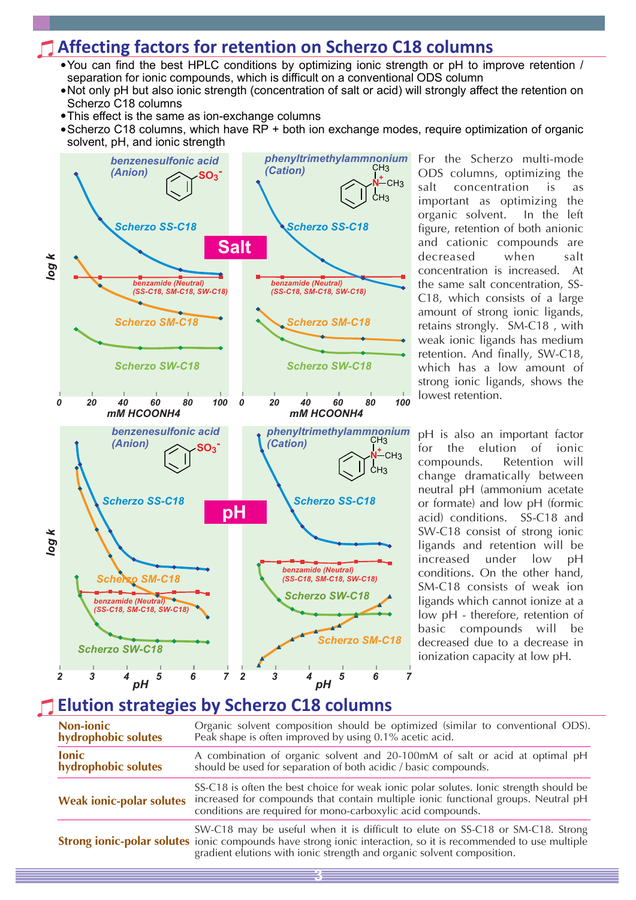## Affecting factors for retention on Scherzo C18 columns

- You can find the best HPLC conditions by optimizing ionic strength or pH to improve retention / separation for ionic compounds, which is difficult on a conventional ODS column
- Not only pH but also ionic strength (concentration of salt or acid) will strongly affect the retention on Scherzo C18 columns
- This effect is the same as ion-exchange columns
- Scherzo C18 columns, which have RP + both ion exchange modes, require optimization of organic solvent, pH, and ionic strength

For the Scherzo multi-mode ODS columns, optimizing the salt concentration is as important as optimizing the organic solvent. In the left figure, retention of both anionic and cationic compounds are decreased when salt concentration is increased. At the same salt concentration, SS-C18, which consists of a large amount of strong ionic ligands, retains strongly. SM-C18, with weak ionic ligands has medium retention. And finally, SW-C18, which has a low amount of strong ionic ligands, shows the lowest retention.

pH is also an important factor for the elution of ionic compounds. Retention will change dramatically between neutral pH (ammonium acetate or formate) and low pH (formic acid) conditions. SS-C18 and SW-C18 consist of strong ionic ligands and retention will be increased under low pH conditions. On the other hand, SM-C18 consists of weak ion ligands which cannot ionize at a low pH - therefore, retention of basic compounds will be decreased due to a decrease in ionization capacity at low pH.

## Elution strategies by Scherzo C18 columns

| | |
|---|---|
| **Non-ionic hydrophobic solutes** | Organic solvent composition should be optimized (similar to conventional ODS). Peak shape is often improved by using 0.1% acetic acid. |
| **Ionic hydrophobic solutes** | A combination of organic solvent and 20-100mM of salt or acid at optimal pH should be used for separation of both acidic / basic compounds. |
| **Weak ionic-polar solutes** | SS-C18 is often the best choice for weak ionic polar solutes. Ionic strength should be increased for compounds that contain multiple ionic functional groups. Neutral pH conditions are required for mono-carboxylic acid compounds. |
| **Strong ionic-polar solutes** | SW-C18 may be useful when it is difficult to elute on SS-C18 or SM-C18. Strong ionic compounds have strong ionic interaction, so it is recommended to use multiple gradient elutions with ionic strength and organic solvent composition. |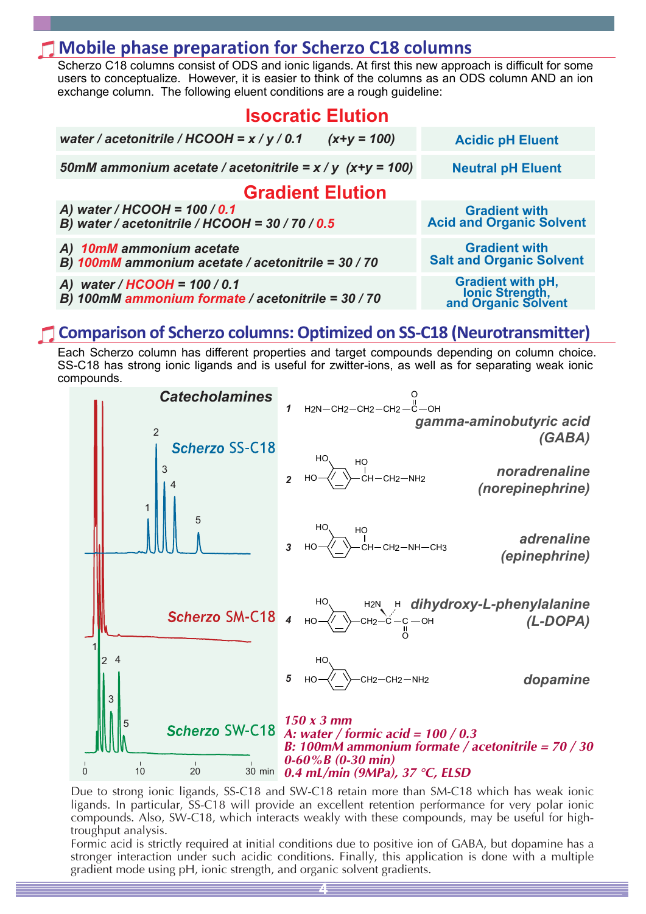## Mobile phase preparation for Scherzo C18 columns

Scherzo C18 columns consist of ODS and ionic ligands. At first this new approach is difficult for some users to conceptualize. However, it is easier to think of the columns as an ODS column AND an ion exchange column. The following eluent conditions are a rough guideline:

### Isocratic Elution

| Eluent | Type |
|---|---|
| *water / acetonitrile / HCOOH = x / y / 0.1 (x+y = 100)* | Acidic pH Eluent |
| *50mM ammonium acetate / acetonitrile = x / y (x+y = 100)* | Neutral pH Eluent |

### Gradient Elution

| Eluent | Type |
|---|---|
| *A) water / HCOOH = 100 / 0.1*<br>*B) water / acetonitrile / HCOOH = 30 / 70 / 0.5* | Gradient with Acid and Organic Solvent |
| *A) 10mM ammonium acetate*<br>*B) 100mM ammonium acetate / acetonitrile = 30 / 70* | Gradient with Salt and Organic Solvent |
| *A) water / HCOOH = 100 / 0.1*<br>*B) 100mM ammonium formate / acetonitrile = 30 / 70* | Gradient with pH, Ionic Strength, and Organic Solvent |

## Comparison of Scherzo columns: Optimized on SS-C18 (Neurotransmitter)

Each Scherzo column has different properties and target compounds depending on column choice. SS-C18 has strong ionic ligands and is useful for zwitter-ions, as well as for separating weak ionic compounds.

**Catecholamines**

Scherzo SS-C18, Scherzo SM-C18, Scherzo SW-C18 (time axis: 0, 10, 20, 30 min)

1. gamma-aminobutyric acid (GABA)
2. noradrenaline (norepinephrine)
3. adrenaline (epinephrine)
4. dihydroxy-L-phenylalanine (L-DOPA)
5. dopamine

*150 x 3 mm*
*A: water / formic acid = 100 / 0.3*
*B: 100mM ammonium formate / acetonitrile = 70 / 30*
*0-60%B (0-30 min)*
*0.4 mL/min (9MPa), 37 °C, ELSD*

Due to strong ionic ligands, SS-C18 and SW-C18 retain more than SM-C18 which has weak ionic ligands. In particular, SS-C18 will provide an excellent retention performance for very polar ionic compounds. Also, SW-C18, which interacts weakly with these compounds, may be useful for high-troughput analysis.
Formic acid is strictly required at initial conditions due to positive ion of GABA, but dopamine has a stronger interaction under such acidic conditions. Finally, this application is done with a multiple gradient mode using pH, ionic strength, and organic solvent gradients.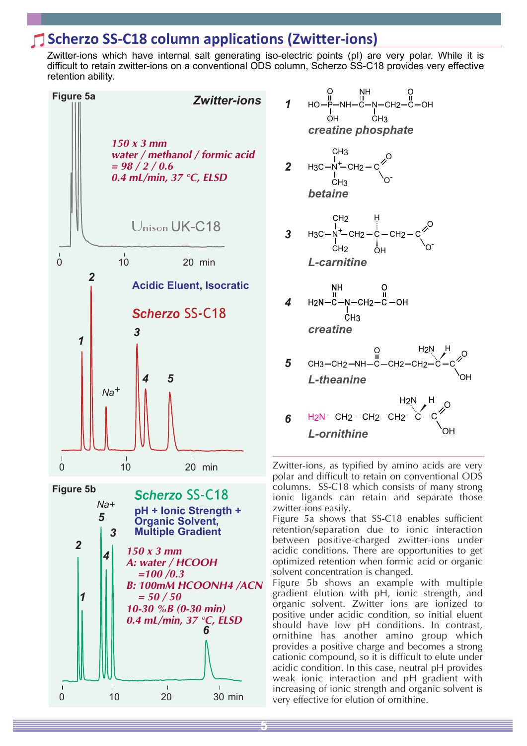# Scherzo SS-C18 column applications (Zwitter-ions)

Zwitter-ions which have internal salt generating iso-electric points (pI) are very polar. While it is difficult to retain zwitter-ions on a conventional ODS column, Scherzo SS-C18 provides very effective retention ability.

**Figure 5a** — *Zwitter-ions*

*150 x 3 mm*
*water / methanol / formic acid = 98 / 2 / 0.6*
*0.4 mL/min, 37 °C, ELSD*

Unison UK-C18

Acidic Eluent, Isocratic

Scherzo SS-C18

**Figure 5b** — Scherzo SS-C18

pH + Ionic Strength + Organic Solvent, Multiple Gradient

*150 x 3 mm*
*A: water / HCOOH =100 /0.3*
*B: 100mM HCOONH4 /ACN = 50 / 50*
*10-30 %B (0-30 min)*
*0.4 mL/min, 37 °C, ELSD*

1. *creatine phosphate*
2. *betaine*
3. *L-carnitine*
4. *creatine*
5. *L-theanine*
6. *L-ornithine*

Zwitter-ions, as typified by amino acids are very polar and difficult to retain on conventional ODS columns. SS-C18 which consists of many strong ionic ligands can retain and separate those zwitter-ions easily.

Figure 5a shows that SS-C18 enables sufficient retention/separation due to ionic interaction between positive-charged zwitter-ions under acidic conditions. There are opportunities to get optimized retention when formic acid or organic solvent concentration is changed.

Figure 5b shows an example with multiple gradient elution with pH, ionic strength, and organic solvent. Zwitter ions are ionized to positive under acidic condition, so initial eluent should have low pH conditions. In contrast, ornithine has another amino group which provides a positive charge and becomes a strong cationic compound, so it is difficult to elute under acidic condition. In this case, neutral pH provides weak ionic interaction and pH gradient with increasing of ionic strength and organic solvent is very effective for elution of ornithine.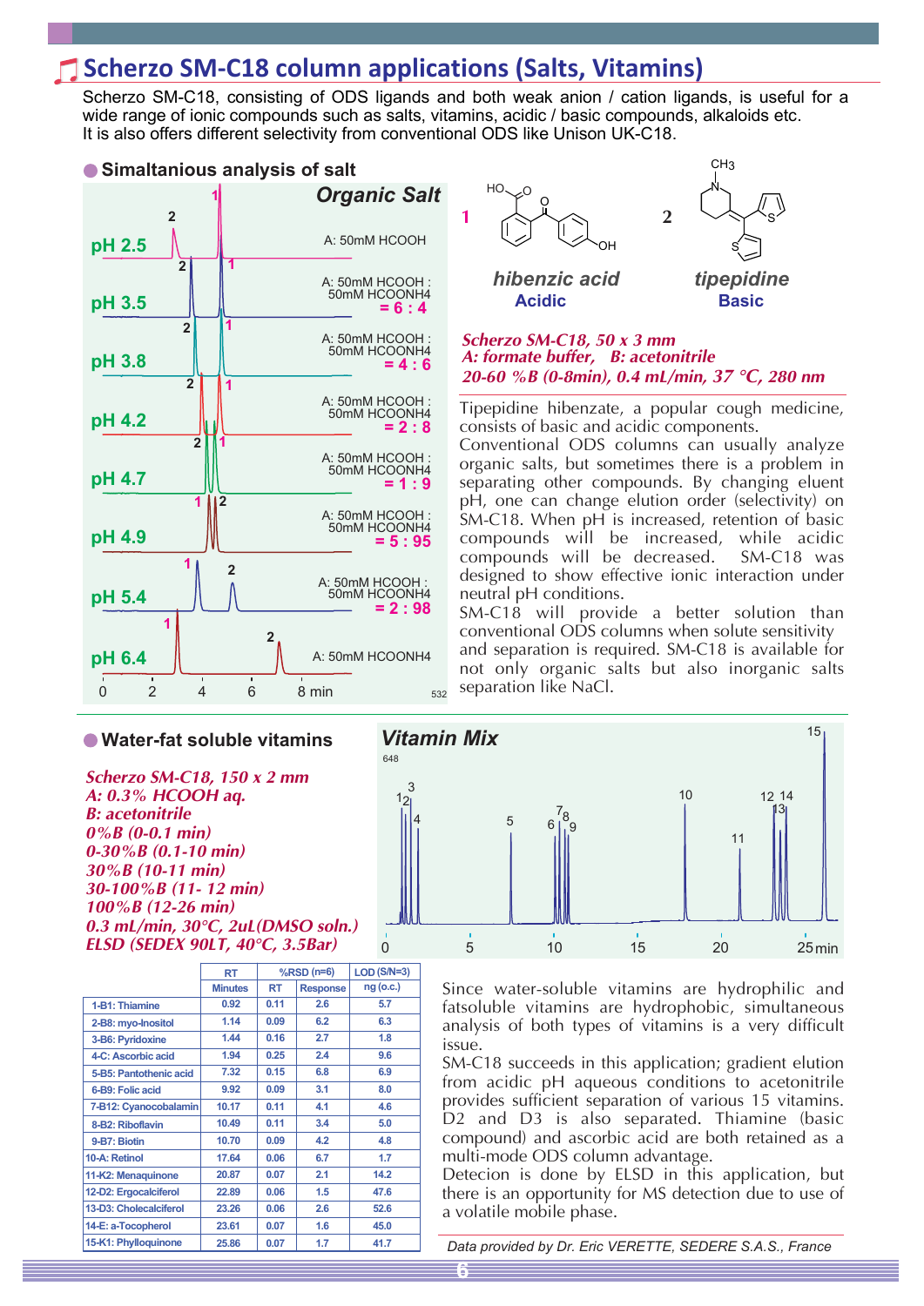# Scherzo SM-C18 column applications (Salts, Vitamins)

Scherzo SM-C18, consisting of ODS ligands and both weak anion / cation ligands, is useful for a wide range of ionic compounds such as salts, vitamins, acidic / basic compounds, alkaloids etc.
It is also offers different selectivity from conventional ODS like Unison UK-C18.

## Simaltanious analysis of salt

**Organic Salt**

| pH | Mobile phase A |
|---|---|
| pH 2.5 | A: 50mM HCOOH |
| pH 3.5 | A: 50mM HCOOH : 50mM HCOONH4 = 6 : 4 |
| pH 3.8 | A: 50mM HCOOH : 50mM HCOONH4 = 4 : 6 |
| pH 4.2 | A: 50mM HCOOH : 50mM HCOONH4 = 2 : 8 |
| pH 4.7 | A: 50mM HCOOH : 50mM HCOONH4 = 1 : 9 |
| pH 4.9 | A: 50mM HCOOH : 50mM HCOONH4 = 5 : 95 |
| pH 5.4 | A: 50mM HCOOH : 50mM HCOONH4 = 2 : 98 |
| pH 6.4 | A: 50mM HCOONH4 |

1: hibenzic acid (Acidic)
2: tipepidine (Basic)

*Scherzo SM-C18, 50 x 3 mm*
*A: formate buffer, B: acetonitrile*
*20-60 %B (0-8min), 0.4 mL/min, 37 °C, 280 nm*

Tipepidine hibenzate, a popular cough medicine, consists of basic and acidic components. Conventional ODS columns can usually analyze organic salts, but sometimes there is a problem in separating other compounds. By changing eluent pH, one can change elution order (selectivity) on SM-C18. When pH is increased, retention of basic compounds will be increased, while acidic compounds will be decreased. SM-C18 was designed to show effective ionic interaction under neutral pH conditions.
SM-C18 will provide a better solution than conventional ODS columns when solute sensitivity and separation is required. SM-C18 is available for not only organic salts but also inorganic salts separation like NaCl.

## Water-fat soluble vitamins

*Scherzo SM-C18, 150 x 2 mm*
*A: 0.3% HCOOH aq.*
*B: acetonitrile*
*0%B (0-0.1 min)*
*0-30%B (0.1-10 min)*
*30%B (10-11 min)*
*30-100%B (11- 12 min)*
*100%B (12-26 min)*
*0.3 mL/min, 30°C, 2uL(DMSO soln.)*
*ELSD (SEDEX 90LT, 40°C, 3.5Bar)*

**Vitamin Mix**

| | RT | %RSD (n=6) | | LOD (S/N=3) |
|---|---|---|---|---|
| | Minutes | RT | Response | ng (o.c.) |
| 1-B1: Thiamine | 0.92 | 0.11 | 2.6 | 5.7 |
| 2-B8: myo-Inositol | 1.14 | 0.09 | 6.2 | 6.3 |
| 3-B6: Pyridoxine | 1.44 | 0.16 | 2.7 | 1.8 |
| 4-C: Ascorbic acid | 1.94 | 0.25 | 2.4 | 9.6 |
| 5-B5: Pantothenic acid | 7.32 | 0.15 | 6.8 | 6.9 |
| 6-B9: Folic acid | 9.92 | 0.09 | 3.1 | 8.0 |
| 7-B12: Cyanocobalamin | 10.17 | 0.11 | 4.1 | 4.6 |
| 8-B2: Riboflavin | 10.49 | 0.11 | 3.4 | 5.0 |
| 9-B7: Biotin | 10.70 | 0.09 | 4.2 | 4.8 |
| 10-A: Retinol | 17.64 | 0.06 | 6.7 | 1.7 |
| 11-K2: Menaquinone | 20.87 | 0.07 | 2.1 | 14.2 |
| 12-D2: Ergocalciferol | 22.89 | 0.06 | 1.5 | 47.6 |
| 13-D3: Cholecalciferol | 23.26 | 0.06 | 2.6 | 52.6 |
| 14-E: a-Tocopherol | 23.61 | 0.07 | 1.6 | 45.0 |
| 15-K1: Phylloquinone | 25.86 | 0.07 | 1.7 | 41.7 |

Since water-soluble vitamins are hydrophilic and fatsoluble vitamins are hydrophobic, simultaneous analysis of both types of vitamins is a very difficult issue.
SM-C18 succeeds in this application; gradient elution from acidic pH aqueous conditions to acetonitrile provides sufficient separation of various 15 vitamins. D2 and D3 is also separated. Thiamine (basic compound) and ascorbic acid are both retained as a multi-mode ODS column advantage.
Detecion is done by ELSD in this application, but there is an opportunity for MS detection due to use of a volatile mobile phase.

*Data provided by Dr. Eric VERETTE, SEDERE S.A.S., France*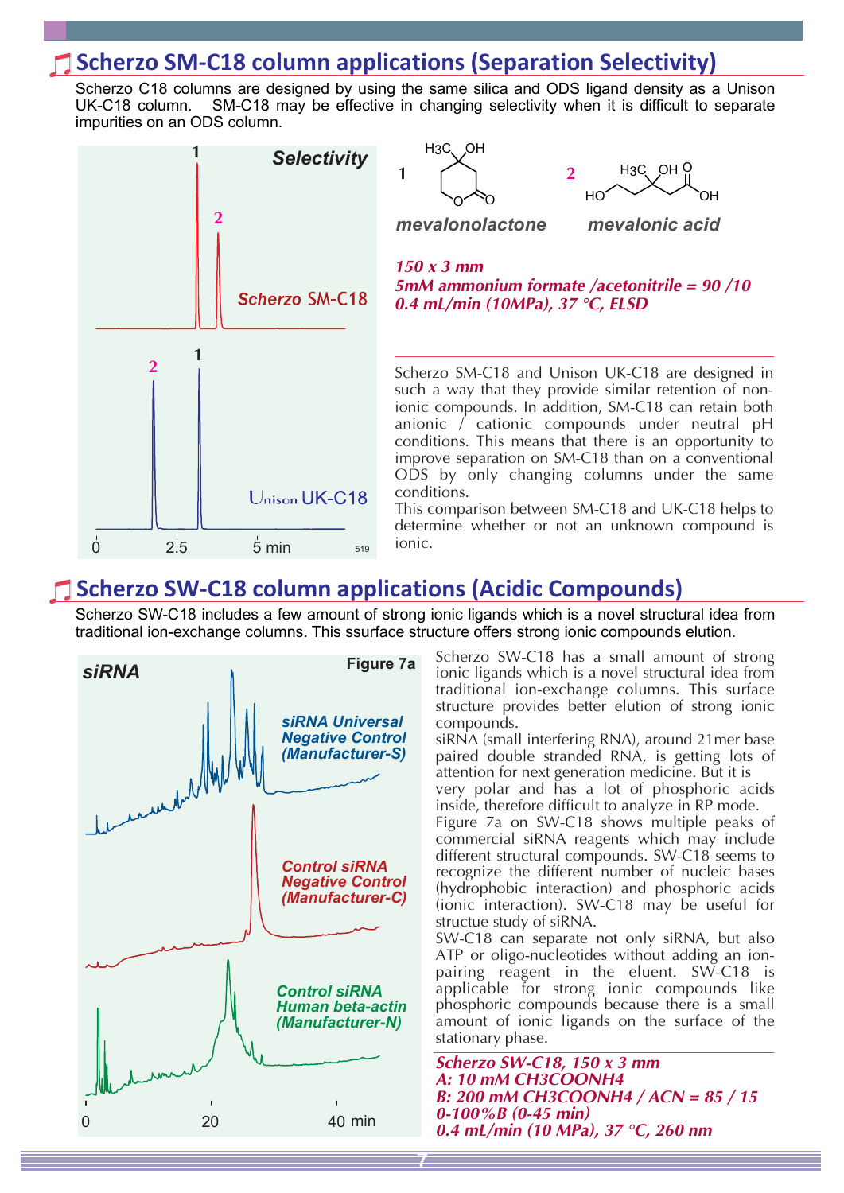## Scherzo SM-C18 column applications (Separation Selectivity)

Scherzo C18 columns are designed by using the same silica and ODS ligand density as a Unison UK-C18 column. SM-C18 may be effective in changing selectivity when it is difficult to separate impurities on an ODS column.

**Selectivity**

1 *mevalonolactone* 2 *mevalonic acid*

***150 x 3 mm***
***5mM ammonium formate /acetonitrile = 90 /10***
***0.4 mL/min (10MPa), 37 °C, ELSD***

Scherzo SM-C18 and Unison UK-C18 are designed in such a way that they provide similar retention of non-ionic compounds. In addition, SM-C18 can retain both anionic / cationic compounds under neutral pH conditions. This means that there is an opportunity to improve separation on SM-C18 than on a conventional ODS by only changing columns under the same conditions.
This comparison between SM-C18 and UK-C18 helps to determine whether or not an unknown compound is ionic.

## Scherzo SW-C18 column applications (Acidic Compounds)

Scherzo SW-C18 includes a few amount of strong ionic ligands which is a novel structural idea from traditional ion-exchange columns. This ssurface structure offers strong ionic compounds elution.

**Figure 7a** *siRNA*

Scherzo SW-C18 has a small amount of strong ionic ligands which is a novel structural idea from traditional ion-exchange columns. This surface structure provides better elution of strong ionic compounds.
siRNA (small interfering RNA), around 21mer base paired double stranded RNA, is getting lots of attention for next generation medicine. But it is very polar and has a lot of phosphoric acids inside, therefore difficult to analyze in RP mode.
Figure 7a on SW-C18 shows multiple peaks of commercial siRNA reagents which may include different structural compounds. SW-C18 seems to recognize the different number of nucleic bases (hydrophobic interaction) and phosphoric acids (ionic interaction). SW-C18 may be useful for structue study of siRNA.
SW-C18 can separate not only siRNA, but also ATP or oligo-nucleotides without adding an ion-pairing reagent in the eluent. SW-C18 is applicable for strong ionic compounds like phosphoric compounds because there is a small amount of ionic ligands on the surface of the stationary phase.

***Scherzo SW-C18, 150 x 3 mm***
***A: 10 mM CH3COONH4***
***B: 200 mM CH3COONH4 / ACN = 85 / 15***
***0-100%B (0-45 min)***
***0.4 mL/min (10 MPa), 37 °C, 260 nm***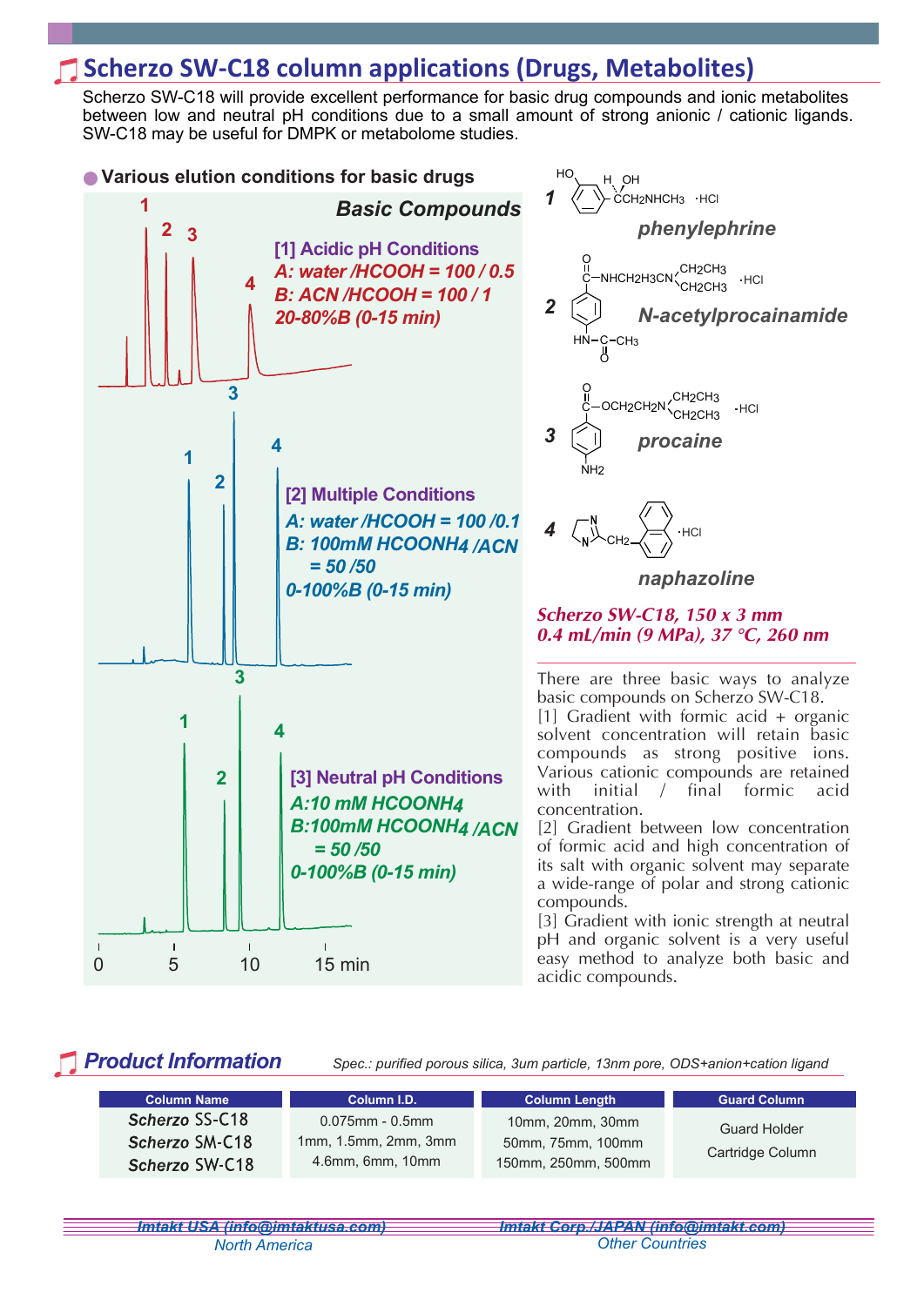## Scherzo SW-C18 column applications (Drugs, Metabolites)

Scherzo SW-C18 will provide excellent performance for basic drug compounds and ionic metabolites between low and neutral pH conditions due to a small amount of strong anionic / cationic ligands. SW-C18 may be useful for DMPK or metabolome studies.

### Various elution conditions for basic drugs

**Basic Compounds**

**[1] Acidic pH Conditions**
*A: water /HCOOH = 100 / 0.5*
*B: ACN /HCOOH = 100 / 1*
*20-80%B (0-15 min)*

**[2] Multiple Conditions**
*A: water /HCOOH = 100 /0.1*
*B: 100mM $HCOONH_4$ /ACN = 50 /50*
*0-100%B (0-15 min)*

**[3] Neutral pH Conditions**
*A:10 mM $HCOONH_4$*
*B:100mM $HCOONH_4$ /ACN = 50 /50*
*0-100%B (0-15 min)*

0 5 10 15 min

1 phenylephrine ·HCl
2 N-acetylprocainamide ·HCl
3 procaine ·HCl
4 naphazoline ·HCl

*Scherzo SW-C18, 150 x 3 mm*
*0.4 mL/min (9 MPa), 37 °C, 260 nm*

There are three basic ways to analyze basic compounds on Scherzo SW-C18.
[1] Gradient with formic acid + organic solvent concentration will retain basic compounds as strong positive ions. Various cationic compounds are retained with initial / final formic acid concentration.
[2] Gradient between low concentration of formic acid and high concentration of its salt with organic solvent may separate a wide-range of polar and strong cationic compounds.
[3] Gradient with ionic strength at neutral pH and organic solvent is a very useful easy method to analyze both basic and acidic compounds.

## Product Information

*Spec.: purified porous silica, 3um particle, 13nm pore, ODS+anion+cation ligand*

| Column Name | Column I.D. | Column Length | Guard Column |
|---|---|---|---|
| Scherzo SS-C18<br>Scherzo SM-C18<br>Scherzo SW-C18 | 0.075mm - 0.5mm<br>1mm, 1.5mm, 2mm, 3mm<br>4.6mm, 6mm, 10mm | 10mm, 20mm, 30mm<br>50mm, 75mm, 100mm<br>150mm, 250mm, 500mm | Guard Holder<br>Cartridge Column |

Imtakt USA (info@imtaktusa.com)
North America

Imtakt Corp./JAPAN (info@imtakt.com)
Other Countries